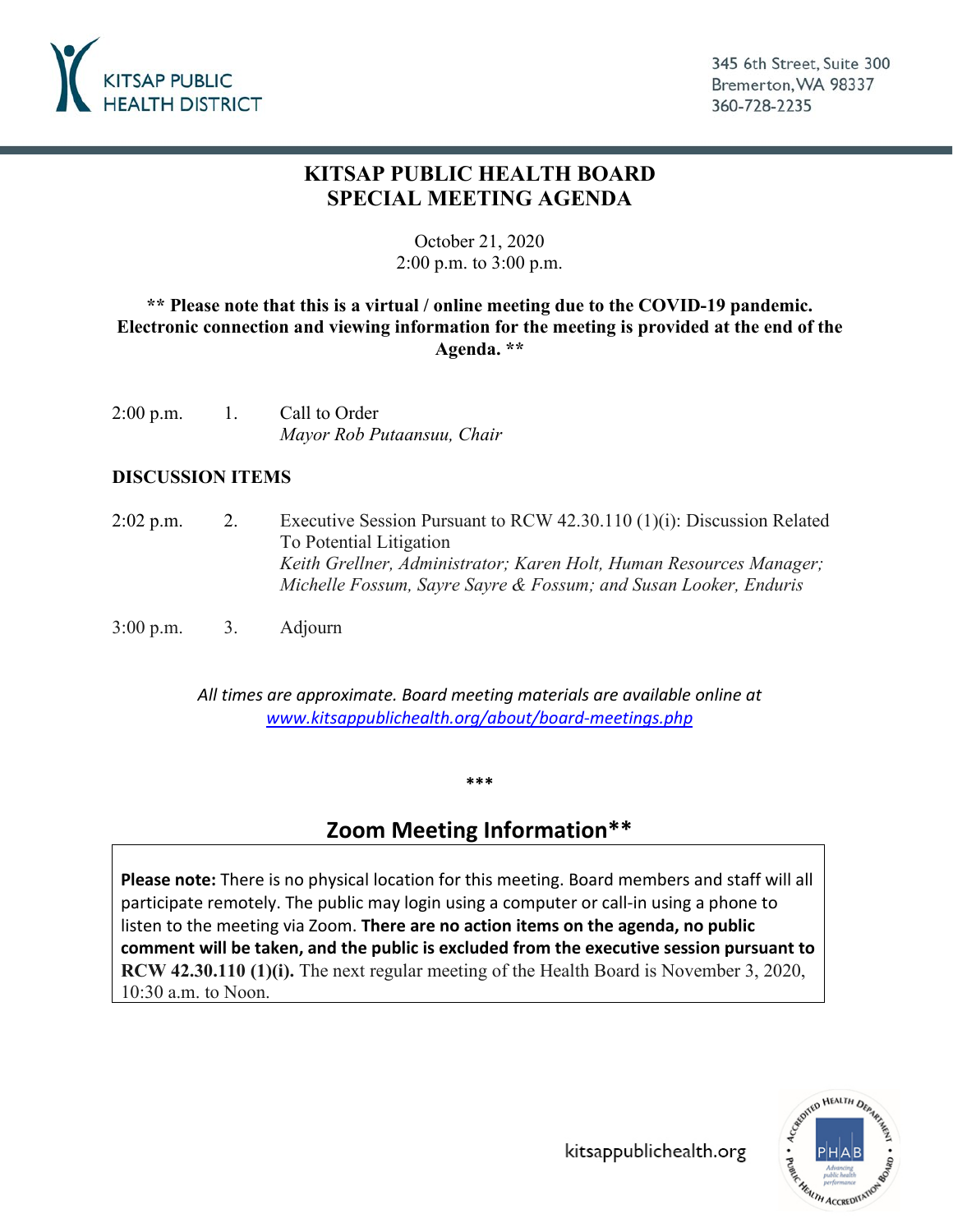KITSAP PUBLIC HEALTH DISTRICT

345 6th Street, Suite 300
Bremerton, WA 98337
360-728-2235

# KITSAP PUBLIC HEALTH BOARD
# SPECIAL MEETING AGENDA

October 21, 2020
2:00 p.m. to 3:00 p.m.

**\*\* Please note that this is a virtual / online meeting due to the COVID-19 pandemic. Electronic connection and viewing information for the meeting is provided at the end of the Agenda. \*\***

2:00 p.m. 1. Call to Order
*Mayor Rob Putaansuu, Chair*

**DISCUSSION ITEMS**

2:02 p.m. 2. Executive Session Pursuant to RCW 42.30.110 (1)(i): Discussion Related To Potential Litigation
*Keith Grellner, Administrator; Karen Holt, Human Resources Manager; Michelle Fossum, Sayre Sayre & Fossum; and Susan Looker, Enduris*

3:00 p.m. 3. Adjourn

*All times are approximate. Board meeting materials are available online at [www.kitsappublichealth.org/about/board-meetings.php](www.kitsappublichealth.org/about/board-meetings.php)*

\*\*\*

## Zoom Meeting Information\*\*

**Please note:** There is no physical location for this meeting. Board members and staff will all participate remotely. The public may login using a computer or call-in using a phone to listen to the meeting via Zoom. **There are no action items on the agenda, no public comment will be taken, and the public is excluded from the executive session pursuant to RCW 42.30.110 (1)(i).** The next regular meeting of the Health Board is November 3, 2020, 10:30 a.m. to Noon.

kitsappublichealth.org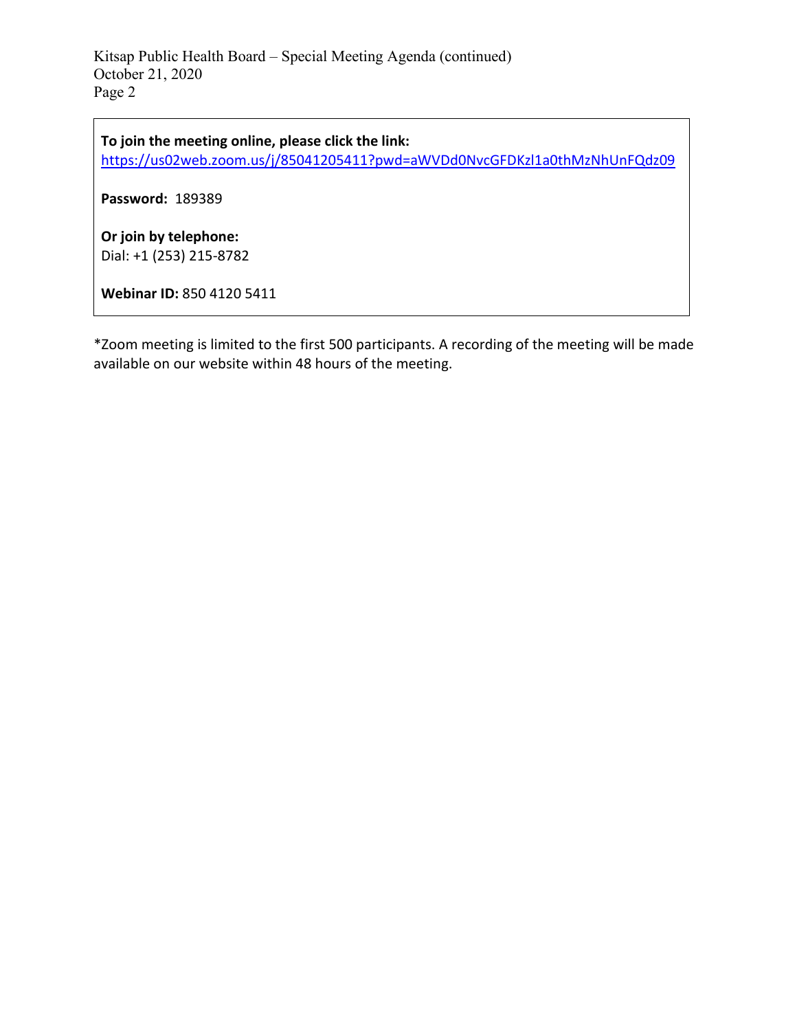**To join the meeting online, please click the link:**
https://us02web.zoom.us/j/85041205411?pwd=aWVDd0NvcGFDKzl1a0thMzNhUnFQdz09

**Password:** 189389

**Or join by telephone:**
Dial: +1 (253) 215-8782

**Webinar ID:** 850 4120 5411

*Zoom meeting is limited to the first 500 participants. A recording of the meeting will be made available on our website within 48 hours of the meeting.